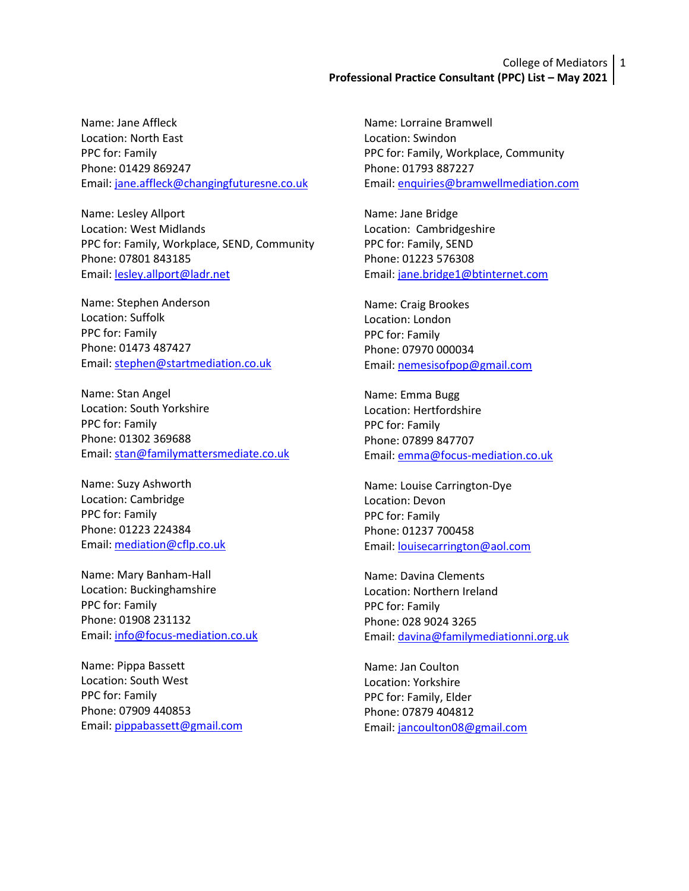College of Mediators
**Professional Practice Consultant (PPC) List – May 2021**

Name: Jane Affleck
Location: North East
PPC for: Family
Phone: 01429 869247
Email: jane.affleck@changingfuturesne.co.uk

Name: Lesley Allport
Location: West Midlands
PPC for: Family, Workplace, SEND, Community
Phone: 07801 843185
Email: lesley.allport@ladr.net

Name: Stephen Anderson
Location: Suffolk
PPC for: Family
Phone: 01473 487427
Email: stephen@startmediation.co.uk

Name: Stan Angel
Location: South Yorkshire
PPC for: Family
Phone: 01302 369688
Email: stan@familymattersmediate.co.uk

Name: Suzy Ashworth
Location: Cambridge
PPC for: Family
Phone: 01223 224384
Email: mediation@cflp.co.uk

Name: Mary Banham-Hall
Location: Buckinghamshire
PPC for: Family
Phone: 01908 231132
Email: info@focus-mediation.co.uk

Name: Pippa Bassett
Location: South West
PPC for: Family
Phone: 07909 440853
Email: pippabassett@gmail.com

Name: Lorraine Bramwell
Location: Swindon
PPC for: Family, Workplace, Community
Phone: 01793 887227
Email: enquiries@bramwellmediation.com

Name: Jane Bridge
Location: Cambridgeshire
PPC for: Family, SEND
Phone: 01223 576308
Email: jane.bridge1@btinternet.com

Name: Craig Brookes
Location: London
PPC for: Family
Phone: 07970 000034
Email: nemesisofpop@gmail.com

Name: Emma Bugg
Location: Hertfordshire
PPC for: Family
Phone: 07899 847707
Email: emma@focus-mediation.co.uk

Name: Louise Carrington-Dye
Location: Devon
PPC for: Family
Phone: 01237 700458
Email: louisecarrington@aol.com

Name: Davina Clements
Location: Northern Ireland
PPC for: Family
Phone: 028 9024 3265
Email: davina@familymediationni.org.uk

Name: Jan Coulton
Location: Yorkshire
PPC for: Family, Elder
Phone: 07879 404812
Email: jancoulton08@gmail.com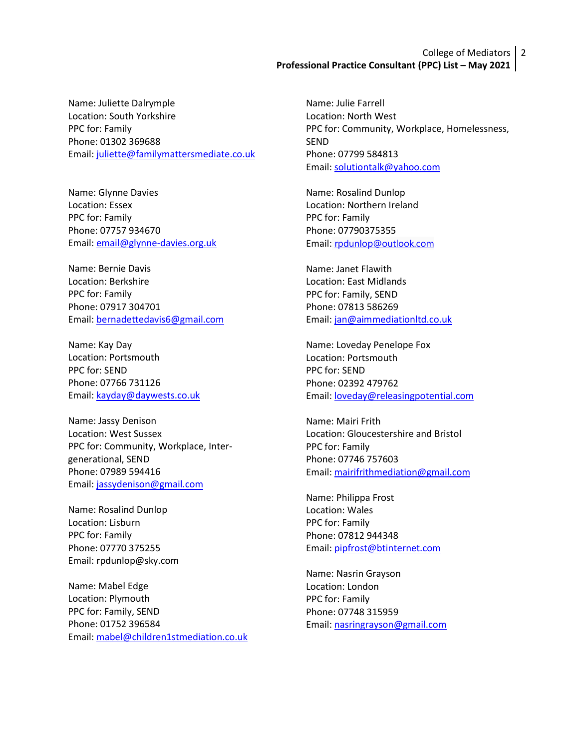Name: Juliette Dalrymple
Location: South Yorkshire
PPC for: Family
Phone: 01302 369688
Email: juliette@familymattersmediate.co.uk

Name: Glynne Davies
Location: Essex
PPC for: Family
Phone: 07757 934670
Email: email@glynne-davies.org.uk

Name: Bernie Davis
Location: Berkshire
PPC for: Family
Phone: 07917 304701
Email: bernadettedavis6@gmail.com

Name: Kay Day
Location: Portsmouth
PPC for: SEND
Phone: 07766 731126
Email: kayday@daywests.co.uk

Name: Jassy Denison
Location: West Sussex
PPC for: Community, Workplace, Inter-generational, SEND
Phone: 07989 594416
Email: jassydenison@gmail.com

Name: Rosalind Dunlop
Location: Lisburn
PPC for: Family
Phone: 07770 375255
Email: rpdunlop@sky.com

Name: Mabel Edge
Location: Plymouth
PPC for: Family, SEND
Phone: 01752 396584
Email: mabel@children1stmediation.co.uk

Name: Julie Farrell
Location: North West
PPC for: Community, Workplace, Homelessness, SEND
Phone: 07799 584813
Email: solutiontalk@yahoo.com

Name: Rosalind Dunlop
Location: Northern Ireland
PPC for: Family
Phone: 07790375355
Email: rpdunlop@outlook.com

Name: Janet Flawith
Location: East Midlands
PPC for: Family, SEND
Phone: 07813 586269
Email: jan@aimmediationltd.co.uk

Name: Loveday Penelope Fox
Location: Portsmouth
PPC for: SEND
Phone: 02392 479762
Email: loveday@releasingpotential.com

Name: Mairi Frith
Location: Gloucestershire and Bristol
PPC for: Family
Phone: 07746 757603
Email: mairifrithmediation@gmail.com

Name: Philippa Frost
Location: Wales
PPC for: Family
Phone: 07812 944348
Email: pipfrost@btinternet.com

Name: Nasrin Grayson
Location: London
PPC for: Family
Phone: 07748 315959
Email: nasringrayson@gmail.com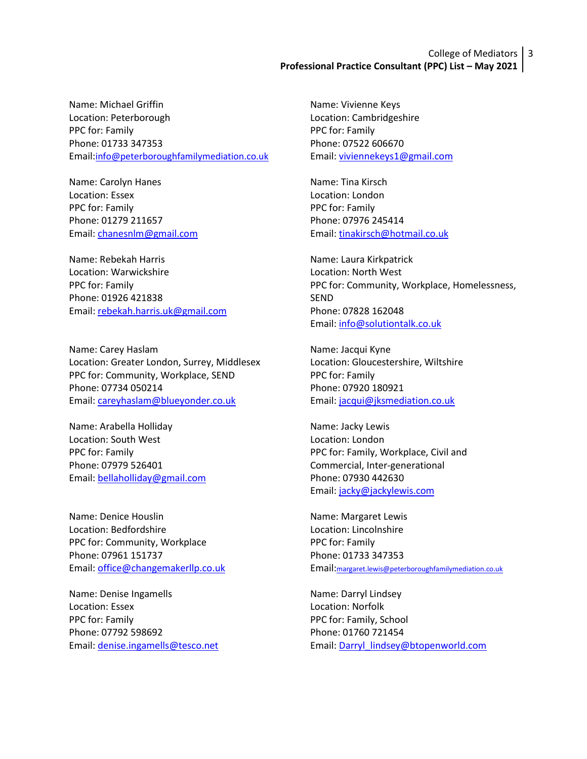Name: Michael Griffin
Location: Peterborough
PPC for: Family
Phone: 01733 347353
Email:info@peterboroughfamilymediation.co.uk

Name: Carolyn Hanes
Location: Essex
PPC for: Family
Phone: 01279 211657
Email: chanesnlm@gmail.com

Name: Rebekah Harris
Location: Warwickshire
PPC for: Family
Phone: 01926 421838
Email: rebekah.harris.uk@gmail.com

Name: Carey Haslam
Location: Greater London, Surrey, Middlesex
PPC for: Community, Workplace, SEND
Phone: 07734 050214
Email: careyhaslam@blueyonder.co.uk

Name: Arabella Holliday
Location: South West
PPC for: Family
Phone: 07979 526401
Email: bellaholliday@gmail.com

Name: Denice Houslin
Location: Bedfordshire
PPC for: Community, Workplace
Phone: 07961 151737
Email: office@changemakerllp.co.uk

Name: Denise Ingamells
Location: Essex
PPC for: Family
Phone: 07792 598692
Email: denise.ingamells@tesco.net

Name: Vivienne Keys
Location: Cambridgeshire
PPC for: Family
Phone: 07522 606670
Email: viviennekeys1@gmail.com

Name: Tina Kirsch
Location: London
PPC for: Family
Phone: 07976 245414
Email: tinakirsch@hotmail.co.uk

Name: Laura Kirkpatrick
Location: North West
PPC for: Community, Workplace, Homelessness, SEND
Phone: 07828 162048
Email: info@solutiontalk.co.uk

Name: Jacqui Kyne
Location: Gloucestershire, Wiltshire
PPC for: Family
Phone: 07920 180921
Email: jacqui@jksmediation.co.uk

Name: Jacky Lewis
Location: London
PPC for: Family, Workplace, Civil and Commercial, Inter-generational
Phone: 07930 442630
Email: jacky@jackylewis.com

Name: Margaret Lewis
Location: Lincolnshire
PPC for: Family
Phone: 01733 347353
Email:margaret.lewis@peterboroughfamilymediation.co.uk

Name: Darryl Lindsey
Location: Norfolk
PPC for: Family, School
Phone: 01760 721454
Email: Darryl_lindsey@btopenworld.com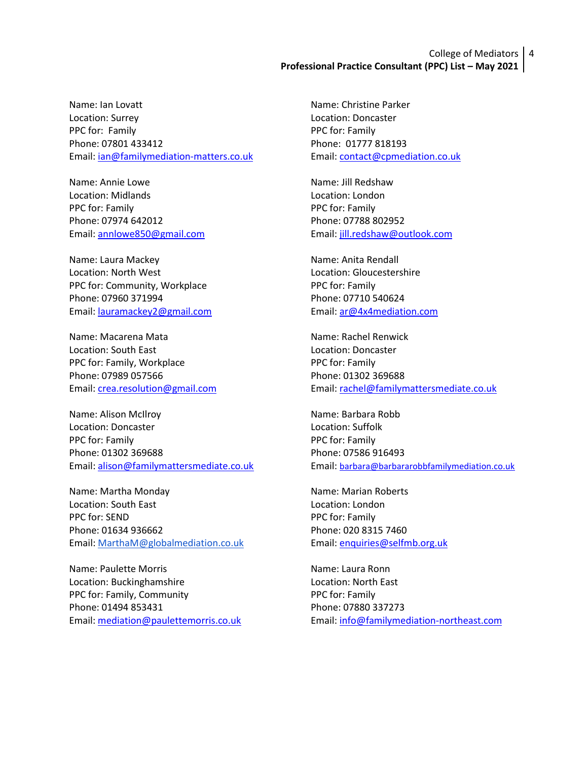Name: Ian Lovatt
Location: Surrey
PPC for: Family
Phone: 07801 433412
Email: ian@familymediation-matters.co.uk

Name: Annie Lowe
Location: Midlands
PPC for: Family
Phone: 07974 642012
Email: annlowe850@gmail.com

Name: Laura Mackey
Location: North West
PPC for: Community, Workplace
Phone: 07960 371994
Email: lauramackey2@gmail.com

Name: Macarena Mata
Location: South East
PPC for: Family, Workplace
Phone: 07989 057566
Email: crea.resolution@gmail.com

Name: Alison McIlroy
Location: Doncaster
PPC for: Family
Phone: 01302 369688
Email: alison@familymattersmediate.co.uk

Name: Martha Monday
Location: South East
PPC for: SEND
Phone: 01634 936662
Email: MarthaM@globalmediation.co.uk

Name: Paulette Morris
Location: Buckinghamshire
PPC for: Family, Community
Phone: 01494 853431
Email: mediation@paulettemorris.co.uk

Name: Christine Parker
Location: Doncaster
PPC for: Family
Phone: 01777 818193
Email: contact@cpmediation.co.uk

Name: Jill Redshaw
Location: London
PPC for: Family
Phone: 07788 802952
Email: jill.redshaw@outlook.com

Name: Anita Rendall
Location: Gloucestershire
PPC for: Family
Phone: 07710 540624
Email: ar@4x4mediation.com

Name: Rachel Renwick
Location: Doncaster
PPC for: Family
Phone: 01302 369688
Email: rachel@familymattersmediate.co.uk

Name: Barbara Robb
Location: Suffolk
PPC for: Family
Phone: 07586 916493
Email: barbara@barbararobbfamilymediation.co.uk

Name: Marian Roberts
Location: London
PPC for: Family
Phone: 020 8315 7460
Email: enquiries@selfmb.org.uk

Name: Laura Ronn
Location: North East
PPC for: Family
Phone: 07880 337273
Email: info@familymediation-northeast.com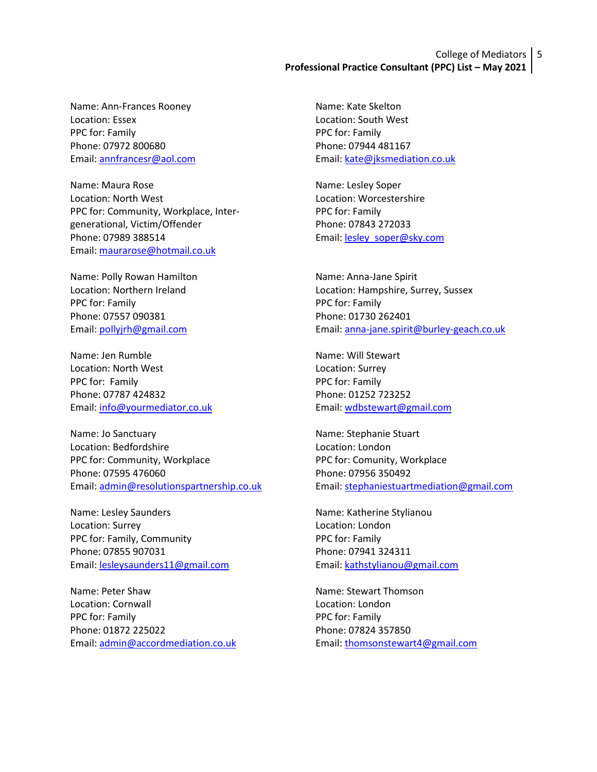Name: Ann-Frances Rooney
Location: Essex
PPC for: Family
Phone: 07972 800680
Email: annfrancesr@aol.com

Name: Maura Rose
Location: North West
PPC for: Community, Workplace, Inter-generational, Victim/Offender
Phone: 07989 388514
Email: maurarose@hotmail.co.uk

Name: Polly Rowan Hamilton
Location: Northern Ireland
PPC for: Family
Phone: 07557 090381
Email: pollyjrh@gmail.com

Name: Jen Rumble
Location: North West
PPC for: Family
Phone: 07787 424832
Email: info@yourmediator.co.uk

Name: Jo Sanctuary
Location: Bedfordshire
PPC for: Community, Workplace
Phone: 07595 476060
Email: admin@resolutionspartnership.co.uk

Name: Lesley Saunders
Location: Surrey
PPC for: Family, Community
Phone: 07855 907031
Email: lesleysaunders11@gmail.com

Name: Peter Shaw
Location: Cornwall
PPC for: Family
Phone: 01872 225022
Email: admin@accordmediation.co.uk

Name: Kate Skelton
Location: South West
PPC for: Family
Phone: 07944 481167
Email: kate@jksmediation.co.uk

Name: Lesley Soper
Location: Worcestershire
PPC for: Family
Phone: 07843 272033
Email: lesley_soper@sky.com

Name: Anna-Jane Spirit
Location: Hampshire, Surrey, Sussex
PPC for: Family
Phone: 01730 262401
Email: anna-jane.spirit@burley-geach.co.uk

Name: Will Stewart
Location: Surrey
PPC for: Family
Phone: 01252 723252
Email: wdbstewart@gmail.com

Name: Stephanie Stuart
Location: London
PPC for: Comunity, Workplace
Phone: 07956 350492
Email: stephaniestuartmediation@gmail.com

Name: Katherine Stylianou
Location: London
PPC for: Family
Phone: 07941 324311
Email: kathstylianou@gmail.com

Name: Stewart Thomson
Location: London
PPC for: Family
Phone: 07824 357850
Email: thomsonstewart4@gmail.com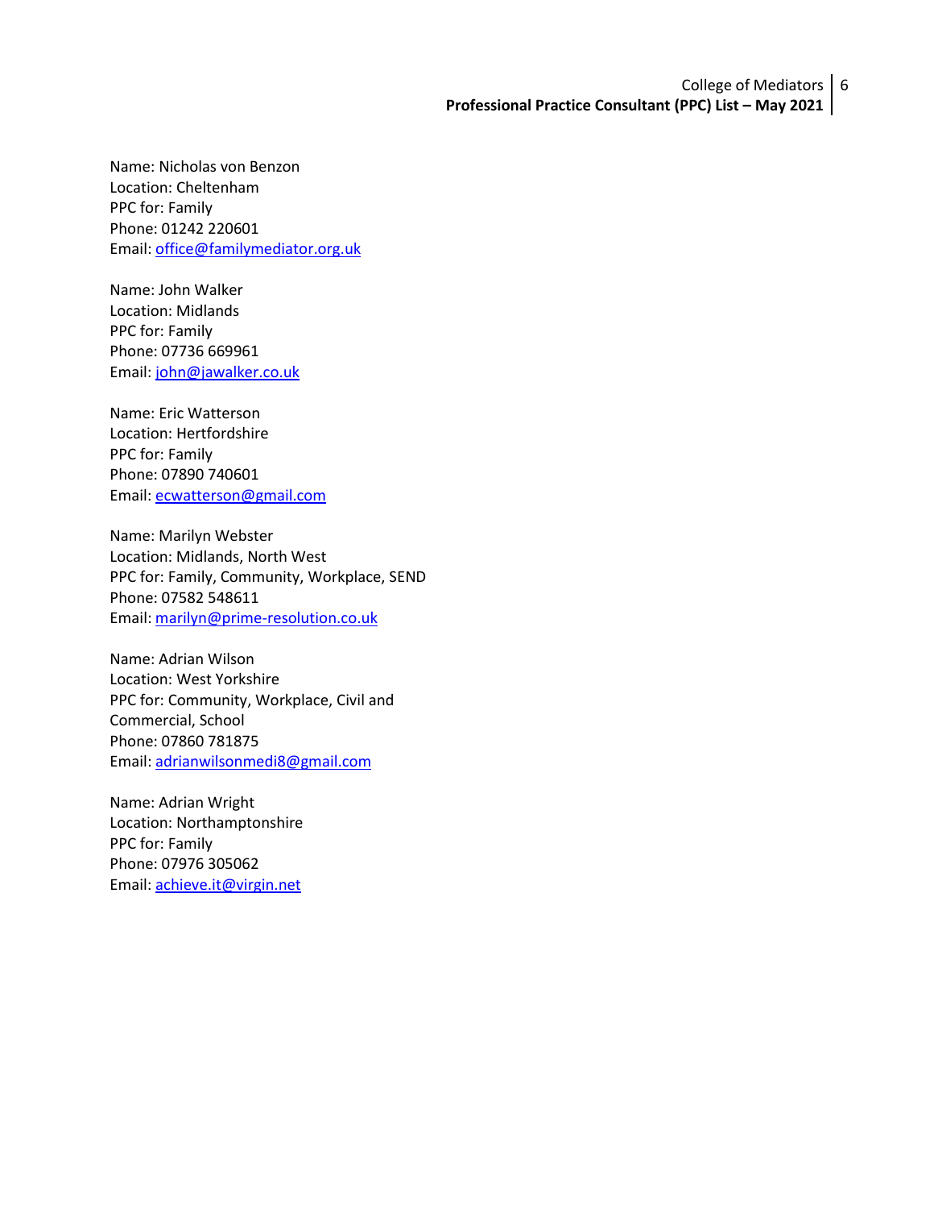Name: Nicholas von Benzon
Location: Cheltenham
PPC for: Family
Phone: 01242 220601
Email: office@familymediator.org.uk

Name: John Walker
Location: Midlands
PPC for: Family
Phone: 07736 669961
Email: john@jawalker.co.uk

Name: Eric Watterson
Location: Hertfordshire
PPC for: Family
Phone: 07890 740601
Email: ecwatterson@gmail.com

Name: Marilyn Webster
Location: Midlands, North West
PPC for: Family, Community, Workplace, SEND
Phone: 07582 548611
Email: marilyn@prime-resolution.co.uk

Name: Adrian Wilson
Location: West Yorkshire
PPC for: Community, Workplace, Civil and Commercial, School
Phone: 07860 781875
Email: adrianwilsonmedi8@gmail.com

Name: Adrian Wright
Location: Northamptonshire
PPC for: Family
Phone: 07976 305062
Email: achieve.it@virgin.net